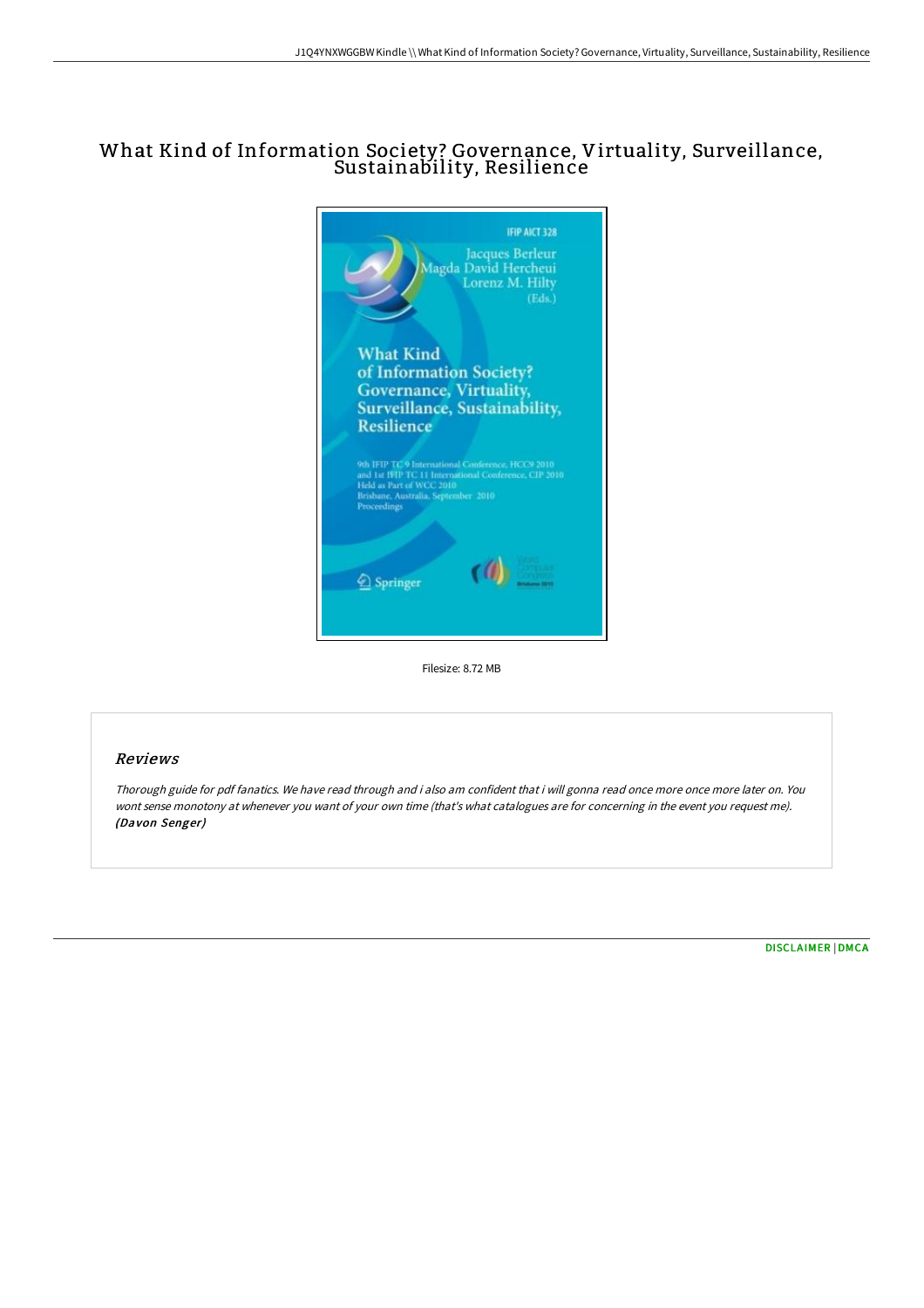# What Kind of Information Society? Governance, Virtuality, Surveillance, Sustainability, Resilience

Filesize: 8.72 MB

## Reviews

*Thorough guide for pdf fanatics. We have read through and i also am confident that i will gonna read once more once more later on. You wont sense monotony at whenever you want of your own time (that's what catalogues are for concerning in the event you request me).* ***(Davon Senger)***

DISCLAIMER | DMCA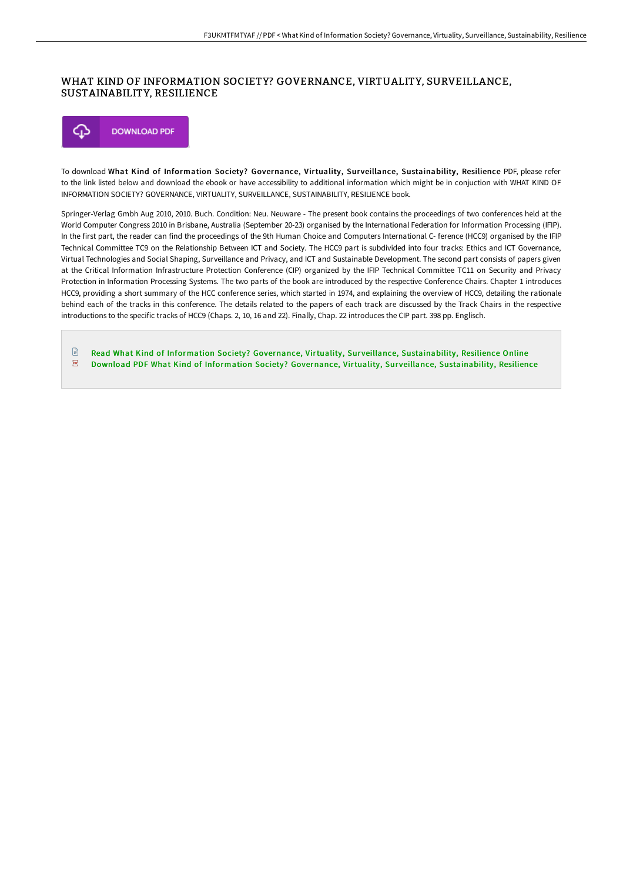# WHAT KIND OF INFORMATION SOCIETY? GOVERNANCE, VIRTUALITY, SURVEILLANCE, SUSTAINABILITY, RESILIENCE

DOWNLOAD PDF

To download **What Kind of Information Society? Governance, Virtuality, Surveillance, Sustainability, Resilience** PDF, please refer to the link listed below and download the ebook or have accessibility to additional information which might be in conjuction with WHAT KIND OF INFORMATION SOCIETY? GOVERNANCE, VIRTUALITY, SURVEILLANCE, SUSTAINABILITY, RESILIENCE book.

Springer-Verlag Gmbh Aug 2010, 2010. Buch. Condition: Neu. Neuware - The present book contains the proceedings of two conferences held at the World Computer Congress 2010 in Brisbane, Australia (September 20-23) organised by the International Federation for Information Processing (IFIP). In the first part, the reader can find the proceedings of the 9th Human Choice and Computers International C- ference (HCC9) organised by the IFIP Technical Committee TC9 on the Relationship Between ICT and Society. The HCC9 part is subdivided into four tracks: Ethics and ICT Governance, Virtual Technologies and Social Shaping, Surveillance and Privacy, and ICT and Sustainable Development. The second part consists of papers given at the Critical Information Infrastructure Protection Conference (CIP) organized by the IFIP Technical Committee TC11 on Security and Privacy Protection in Information Processing Systems. The two parts of the book are introduced by the respective Conference Chairs. Chapter 1 introduces HCC9, providing a short summary of the HCC conference series, which started in 1974, and explaining the overview of HCC9, detailing the rationale behind each of the tracks in this conference. The details related to the papers of each track are discussed by the Track Chairs in the respective introductions to the specific tracks of HCC9 (Chaps. 2, 10, 16 and 22). Finally, Chap. 22 introduces the CIP part. 398 pp. Englisch.

- Read What Kind of Information Society? Governance, Virtuality, Surveillance, Sustainability, Resilience Online
- Download PDF What Kind of Information Society? Governance, Virtuality, Surveillance, Sustainability, Resilience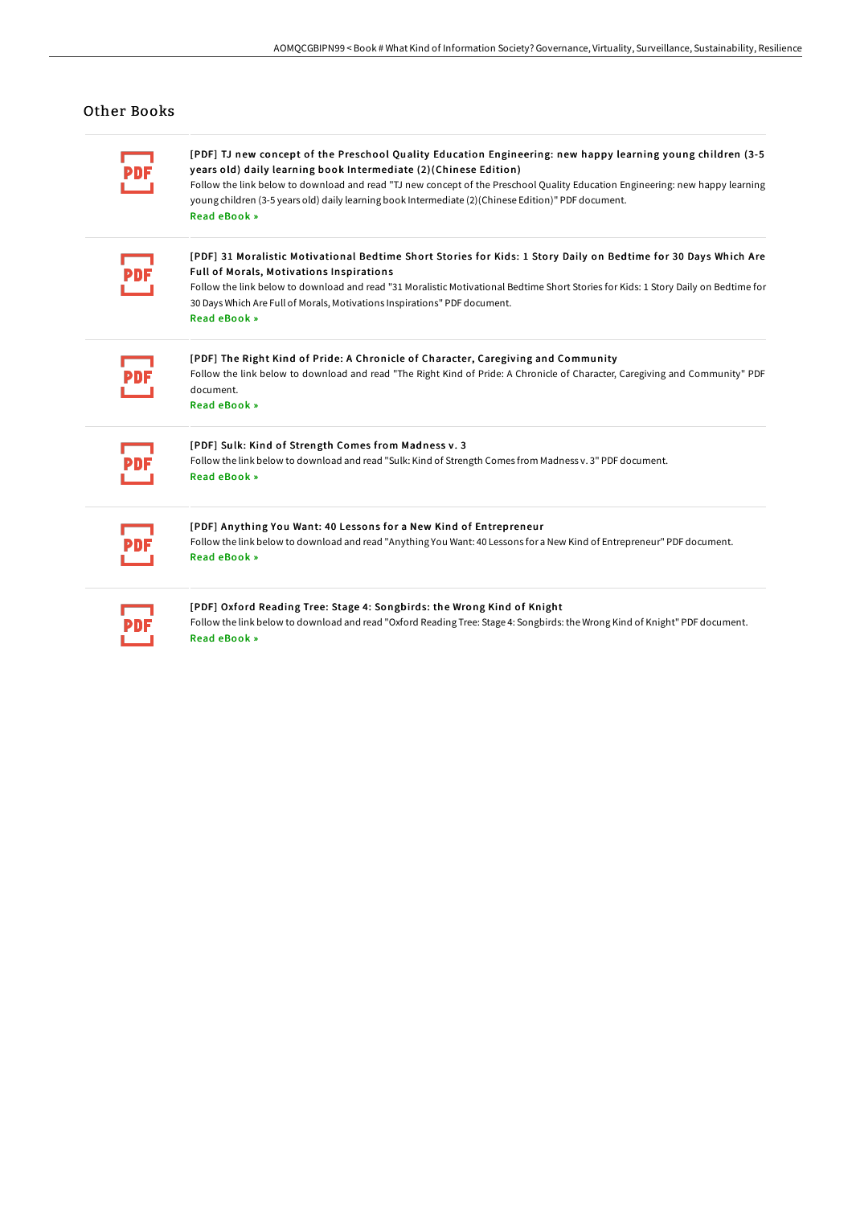## Other Books

**[PDF] TJ new concept of the Preschool Quality Education Engineering: new happy learning young children (3-5 years old) daily learning book Intermediate (2)(Chinese Edition)**

Follow the link below to download and read "TJ new concept of the Preschool Quality Education Engineering: new happy learning young children (3-5 years old) daily learning book Intermediate (2)(Chinese Edition)" PDF document.

Read eBook »

**[PDF] 31 Moralistic Motivational Bedtime Short Stories for Kids: 1 Story Daily on Bedtime for 30 Days Which Are Full of Morals, Motivations Inspirations**

Follow the link below to download and read "31 Moralistic Motivational Bedtime Short Stories for Kids: 1 Story Daily on Bedtime for 30 Days Which Are Full of Morals, Motivations Inspirations" PDF document.

Read eBook »

**[PDF] The Right Kind of Pride: A Chronicle of Character, Caregiving and Community**

Follow the link below to download and read "The Right Kind of Pride: A Chronicle of Character, Caregiving and Community" PDF document.

Read eBook »

**[PDF] Sulk: Kind of Strength Comes from Madness v. 3**

Follow the link below to download and read "Sulk: Kind of Strength Comes from Madness v. 3" PDF document.

Read eBook »

**[PDF] Anything You Want: 40 Lessons for a New Kind of Entrepreneur**

Follow the link below to download and read "Anything You Want: 40 Lessons for a New Kind of Entrepreneur" PDF document.

Read eBook »

**[PDF] Oxford Reading Tree: Stage 4: Songbirds: the Wrong Kind of Knight**

Follow the link below to download and read "Oxford Reading Tree: Stage 4: Songbirds: the Wrong Kind of Knight" PDF document.

Read eBook »